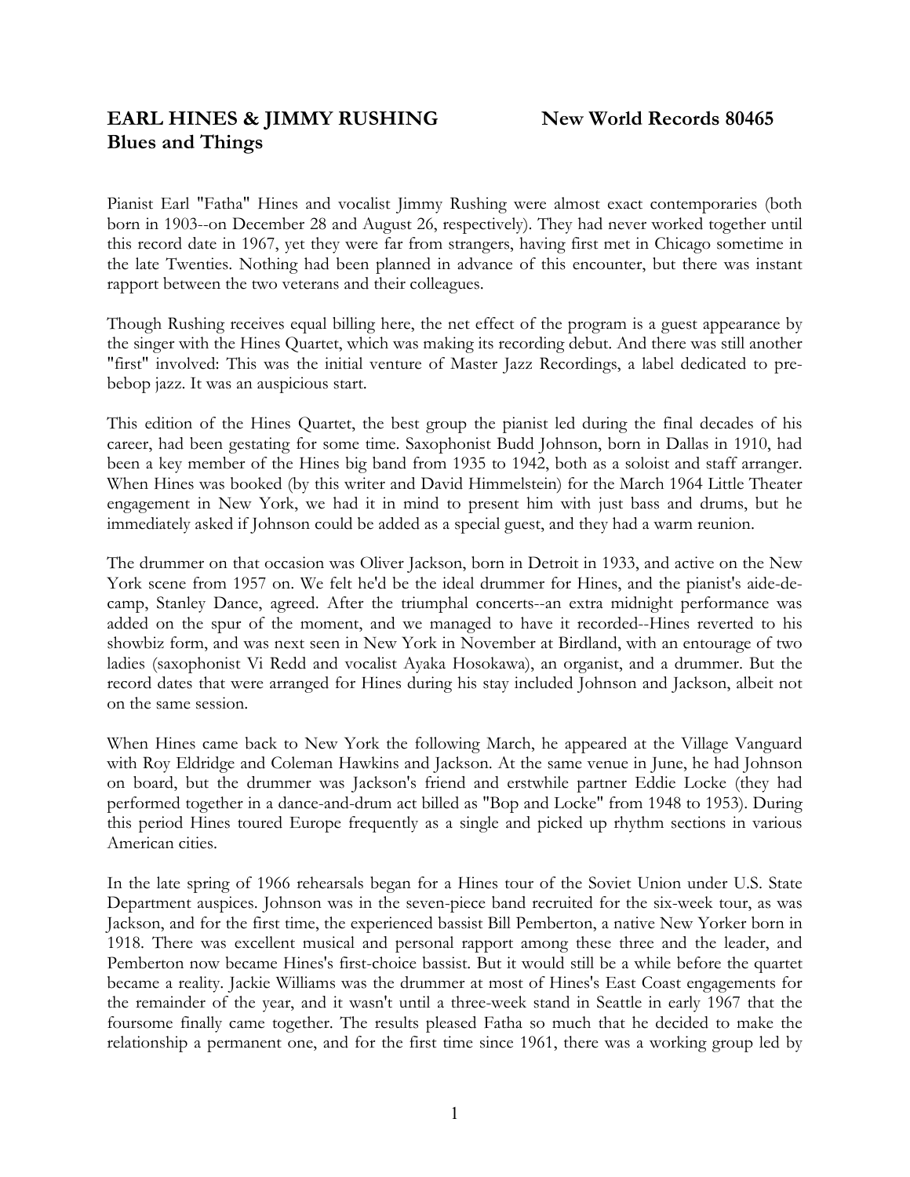**EARL HINES & JIMMY RUSHING** **New World Records 80465**
**Blues and Things**

Pianist Earl "Fatha" Hines and vocalist Jimmy Rushing were almost exact contemporaries (both born in 1903--on December 28 and August 26, respectively). They had never worked together until this record date in 1967, yet they were far from strangers, having first met in Chicago sometime in the late Twenties. Nothing had been planned in advance of this encounter, but there was instant rapport between the two veterans and their colleagues.

Though Rushing receives equal billing here, the net effect of the program is a guest appearance by the singer with the Hines Quartet, which was making its recording debut. And there was still another "first" involved: This was the initial venture of Master Jazz Recordings, a label dedicated to pre-bebop jazz. It was an auspicious start.

This edition of the Hines Quartet, the best group the pianist led during the final decades of his career, had been gestating for some time. Saxophonist Budd Johnson, born in Dallas in 1910, had been a key member of the Hines big band from 1935 to 1942, both as a soloist and staff arranger. When Hines was booked (by this writer and David Himmelstein) for the March 1964 Little Theater engagement in New York, we had it in mind to present him with just bass and drums, but he immediately asked if Johnson could be added as a special guest, and they had a warm reunion.

The drummer on that occasion was Oliver Jackson, born in Detroit in 1933, and active on the New York scene from 1957 on. We felt he'd be the ideal drummer for Hines, and the pianist's aide-de-camp, Stanley Dance, agreed. After the triumphal concerts--an extra midnight performance was added on the spur of the moment, and we managed to have it recorded--Hines reverted to his showbiz form, and was next seen in New York in November at Birdland, with an entourage of two ladies (saxophonist Vi Redd and vocalist Ayaka Hosokawa), an organist, and a drummer. But the record dates that were arranged for Hines during his stay included Johnson and Jackson, albeit not on the same session.

When Hines came back to New York the following March, he appeared at the Village Vanguard with Roy Eldridge and Coleman Hawkins and Jackson. At the same venue in June, he had Johnson on board, but the drummer was Jackson's friend and erstwhile partner Eddie Locke (they had performed together in a dance-and-drum act billed as "Bop and Locke" from 1948 to 1953). During this period Hines toured Europe frequently as a single and picked up rhythm sections in various American cities.

In the late spring of 1966 rehearsals began for a Hines tour of the Soviet Union under U.S. State Department auspices. Johnson was in the seven-piece band recruited for the six-week tour, as was Jackson, and for the first time, the experienced bassist Bill Pemberton, a native New Yorker born in 1918. There was excellent musical and personal rapport among these three and the leader, and Pemberton now became Hines's first-choice bassist. But it would still be a while before the quartet became a reality. Jackie Williams was the drummer at most of Hines's East Coast engagements for the remainder of the year, and it wasn't until a three-week stand in Seattle in early 1967 that the foursome finally came together. The results pleased Fatha so much that he decided to make the relationship a permanent one, and for the first time since 1961, there was a working group led by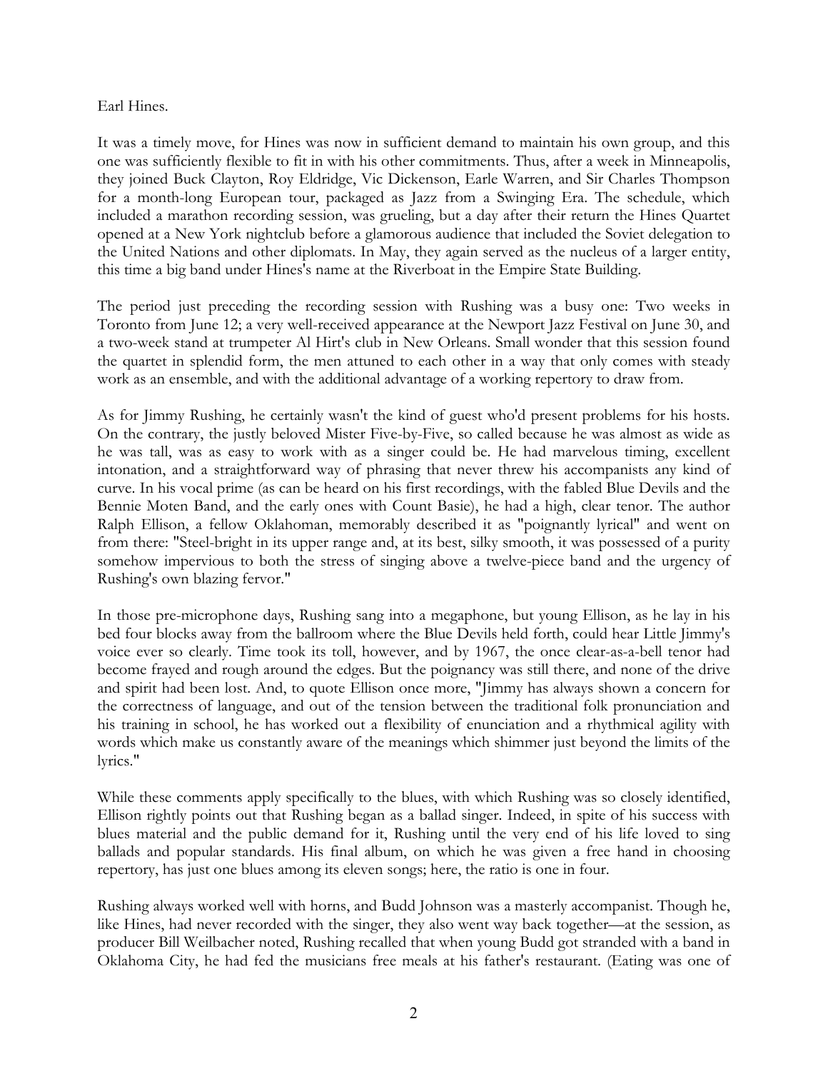Earl Hines.

It was a timely move, for Hines was now in sufficient demand to maintain his own group, and this one was sufficiently flexible to fit in with his other commitments. Thus, after a week in Minneapolis, they joined Buck Clayton, Roy Eldridge, Vic Dickenson, Earle Warren, and Sir Charles Thompson for a month-long European tour, packaged as Jazz from a Swinging Era. The schedule, which included a marathon recording session, was grueling, but a day after their return the Hines Quartet opened at a New York nightclub before a glamorous audience that included the Soviet delegation to the United Nations and other diplomats. In May, they again served as the nucleus of a larger entity, this time a big band under Hines's name at the Riverboat in the Empire State Building.

The period just preceding the recording session with Rushing was a busy one: Two weeks in Toronto from June 12; a very well-received appearance at the Newport Jazz Festival on June 30, and a two-week stand at trumpeter Al Hirt's club in New Orleans. Small wonder that this session found the quartet in splendid form, the men attuned to each other in a way that only comes with steady work as an ensemble, and with the additional advantage of a working repertory to draw from.

As for Jimmy Rushing, he certainly wasn't the kind of guest who'd present problems for his hosts. On the contrary, the justly beloved Mister Five-by-Five, so called because he was almost as wide as he was tall, was as easy to work with as a singer could be. He had marvelous timing, excellent intonation, and a straightforward way of phrasing that never threw his accompanists any kind of curve. In his vocal prime (as can be heard on his first recordings, with the fabled Blue Devils and the Bennie Moten Band, and the early ones with Count Basie), he had a high, clear tenor. The author Ralph Ellison, a fellow Oklahoman, memorably described it as "poignantly lyrical" and went on from there: "Steel-bright in its upper range and, at its best, silky smooth, it was possessed of a purity somehow impervious to both the stress of singing above a twelve-piece band and the urgency of Rushing's own blazing fervor."

In those pre-microphone days, Rushing sang into a megaphone, but young Ellison, as he lay in his bed four blocks away from the ballroom where the Blue Devils held forth, could hear Little Jimmy's voice ever so clearly. Time took its toll, however, and by 1967, the once clear-as-a-bell tenor had become frayed and rough around the edges. But the poignancy was still there, and none of the drive and spirit had been lost. And, to quote Ellison once more, "Jimmy has always shown a concern for the correctness of language, and out of the tension between the traditional folk pronunciation and his training in school, he has worked out a flexibility of enunciation and a rhythmical agility with words which make us constantly aware of the meanings which shimmer just beyond the limits of the lyrics."

While these comments apply specifically to the blues, with which Rushing was so closely identified, Ellison rightly points out that Rushing began as a ballad singer. Indeed, in spite of his success with blues material and the public demand for it, Rushing until the very end of his life loved to sing ballads and popular standards. His final album, on which he was given a free hand in choosing repertory, has just one blues among its eleven songs; here, the ratio is one in four.

Rushing always worked well with horns, and Budd Johnson was a masterly accompanist. Though he, like Hines, had never recorded with the singer, they also went way back together—at the session, as producer Bill Weilbacher noted, Rushing recalled that when young Budd got stranded with a band in Oklahoma City, he had fed the musicians free meals at his father's restaurant. (Eating was one of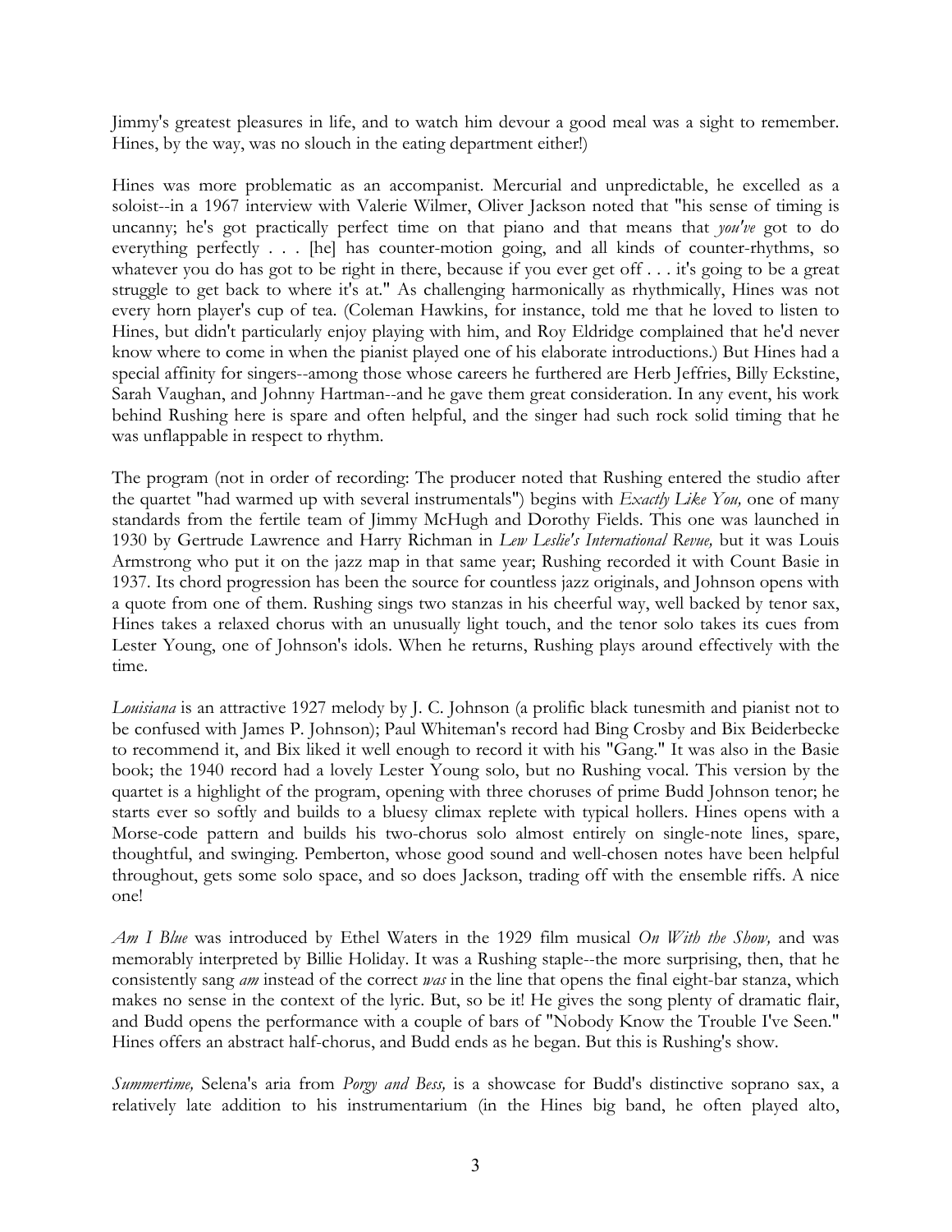Jimmy's greatest pleasures in life, and to watch him devour a good meal was a sight to remember. Hines, by the way, was no slouch in the eating department either!)

Hines was more problematic as an accompanist. Mercurial and unpredictable, he excelled as a soloist--in a 1967 interview with Valerie Wilmer, Oliver Jackson noted that "his sense of timing is uncanny; he's got practically perfect time on that piano and that means that *you've* got to do everything perfectly . . . [he] has counter-motion going, and all kinds of counter-rhythms, so whatever you do has got to be right in there, because if you ever get off . . . it's going to be a great struggle to get back to where it's at." As challenging harmonically as rhythmically, Hines was not every horn player's cup of tea. (Coleman Hawkins, for instance, told me that he loved to listen to Hines, but didn't particularly enjoy playing with him, and Roy Eldridge complained that he'd never know where to come in when the pianist played one of his elaborate introductions.) But Hines had a special affinity for singers--among those whose careers he furthered are Herb Jeffries, Billy Eckstine, Sarah Vaughan, and Johnny Hartman--and he gave them great consideration. In any event, his work behind Rushing here is spare and often helpful, and the singer had such rock solid timing that he was unflappable in respect to rhythm.

The program (not in order of recording: The producer noted that Rushing entered the studio after the quartet "had warmed up with several instrumentals") begins with *Exactly Like You,* one of many standards from the fertile team of Jimmy McHugh and Dorothy Fields. This one was launched in 1930 by Gertrude Lawrence and Harry Richman in *Lew Leslie's International Revue,* but it was Louis Armstrong who put it on the jazz map in that same year; Rushing recorded it with Count Basie in 1937. Its chord progression has been the source for countless jazz originals, and Johnson opens with a quote from one of them. Rushing sings two stanzas in his cheerful way, well backed by tenor sax, Hines takes a relaxed chorus with an unusually light touch, and the tenor solo takes its cues from Lester Young, one of Johnson's idols. When he returns, Rushing plays around effectively with the time.

*Louisiana* is an attractive 1927 melody by J. C. Johnson (a prolific black tunesmith and pianist not to be confused with James P. Johnson); Paul Whiteman's record had Bing Crosby and Bix Beiderbecke to recommend it, and Bix liked it well enough to record it with his "Gang." It was also in the Basie book; the 1940 record had a lovely Lester Young solo, but no Rushing vocal. This version by the quartet is a highlight of the program, opening with three choruses of prime Budd Johnson tenor; he starts ever so softly and builds to a bluesy climax replete with typical hollers. Hines opens with a Morse-code pattern and builds his two-chorus solo almost entirely on single-note lines, spare, thoughtful, and swinging. Pemberton, whose good sound and well-chosen notes have been helpful throughout, gets some solo space, and so does Jackson, trading off with the ensemble riffs. A nice one!

*Am I Blue* was introduced by Ethel Waters in the 1929 film musical *On With the Show,* and was memorably interpreted by Billie Holiday. It was a Rushing staple--the more surprising, then, that he consistently sang *am* instead of the correct *was* in the line that opens the final eight-bar stanza, which makes no sense in the context of the lyric. But, so be it! He gives the song plenty of dramatic flair, and Budd opens the performance with a couple of bars of "Nobody Know the Trouble I've Seen." Hines offers an abstract half-chorus, and Budd ends as he began. But this is Rushing's show.

*Summertime,* Selena's aria from *Porgy and Bess,* is a showcase for Budd's distinctive soprano sax, a relatively late addition to his instrumentarium (in the Hines big band, he often played alto,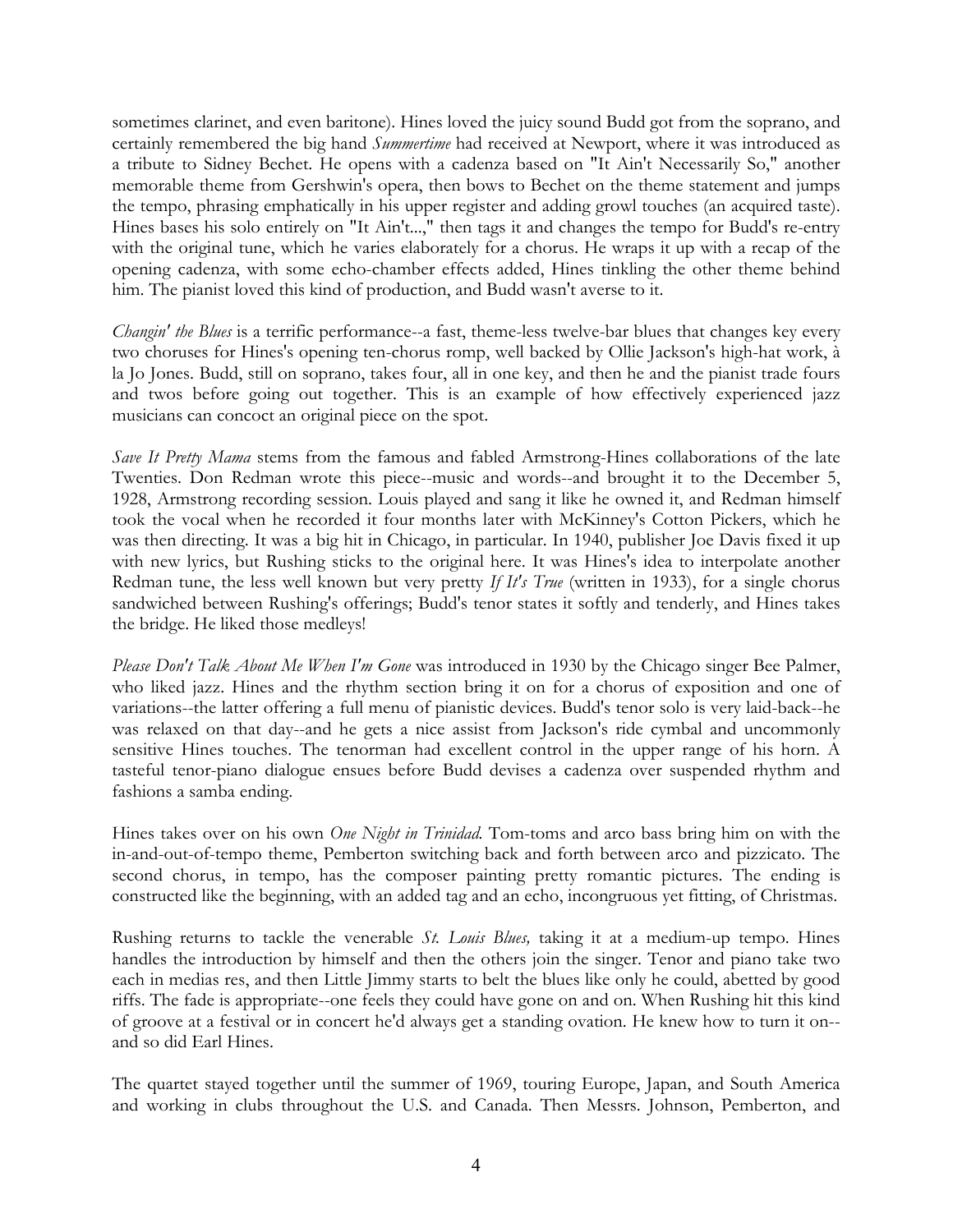sometimes clarinet, and even baritone). Hines loved the juicy sound Budd got from the soprano, and certainly remembered the big hand *Summertime* had received at Newport, where it was introduced as a tribute to Sidney Bechet. He opens with a cadenza based on "It Ain't Necessarily So," another memorable theme from Gershwin's opera, then bows to Bechet on the theme statement and jumps the tempo, phrasing emphatically in his upper register and adding growl touches (an acquired taste). Hines bases his solo entirely on "It Ain't...," then tags it and changes the tempo for Budd's re-entry with the original tune, which he varies elaborately for a chorus. He wraps it up with a recap of the opening cadenza, with some echo-chamber effects added, Hines tinkling the other theme behind him. The pianist loved this kind of production, and Budd wasn't averse to it.

*Changin' the Blues* is a terrific performance--a fast, theme-less twelve-bar blues that changes key every two choruses for Hines's opening ten-chorus romp, well backed by Ollie Jackson's high-hat work, à la Jo Jones. Budd, still on soprano, takes four, all in one key, and then he and the pianist trade fours and twos before going out together. This is an example of how effectively experienced jazz musicians can concoct an original piece on the spot.

*Save It Pretty Mama* stems from the famous and fabled Armstrong-Hines collaborations of the late Twenties. Don Redman wrote this piece--music and words--and brought it to the December 5, 1928, Armstrong recording session. Louis played and sang it like he owned it, and Redman himself took the vocal when he recorded it four months later with McKinney's Cotton Pickers, which he was then directing. It was a big hit in Chicago, in particular. In 1940, publisher Joe Davis fixed it up with new lyrics, but Rushing sticks to the original here. It was Hines's idea to interpolate another Redman tune, the less well known but very pretty *If It's True* (written in 1933), for a single chorus sandwiched between Rushing's offerings; Budd's tenor states it softly and tenderly, and Hines takes the bridge. He liked those medleys!

*Please Don't Talk About Me When I'm Gone* was introduced in 1930 by the Chicago singer Bee Palmer, who liked jazz. Hines and the rhythm section bring it on for a chorus of exposition and one of variations--the latter offering a full menu of pianistic devices. Budd's tenor solo is very laid-back--he was relaxed on that day--and he gets a nice assist from Jackson's ride cymbal and uncommonly sensitive Hines touches. The tenorman had excellent control in the upper range of his horn. A tasteful tenor-piano dialogue ensues before Budd devises a cadenza over suspended rhythm and fashions a samba ending.

Hines takes over on his own *One Night in Trinidad.* Tom-toms and arco bass bring him on with the in-and-out-of-tempo theme, Pemberton switching back and forth between arco and pizzicato. The second chorus, in tempo, has the composer painting pretty romantic pictures. The ending is constructed like the beginning, with an added tag and an echo, incongruous yet fitting, of Christmas.

Rushing returns to tackle the venerable *St. Louis Blues,* taking it at a medium-up tempo. Hines handles the introduction by himself and then the others join the singer. Tenor and piano take two each in medias res, and then Little Jimmy starts to belt the blues like only he could, abetted by good riffs. The fade is appropriate--one feels they could have gone on and on. When Rushing hit this kind of groove at a festival or in concert he'd always get a standing ovation. He knew how to turn it on--and so did Earl Hines.

The quartet stayed together until the summer of 1969, touring Europe, Japan, and South America and working in clubs throughout the U.S. and Canada. Then Messrs. Johnson, Pemberton, and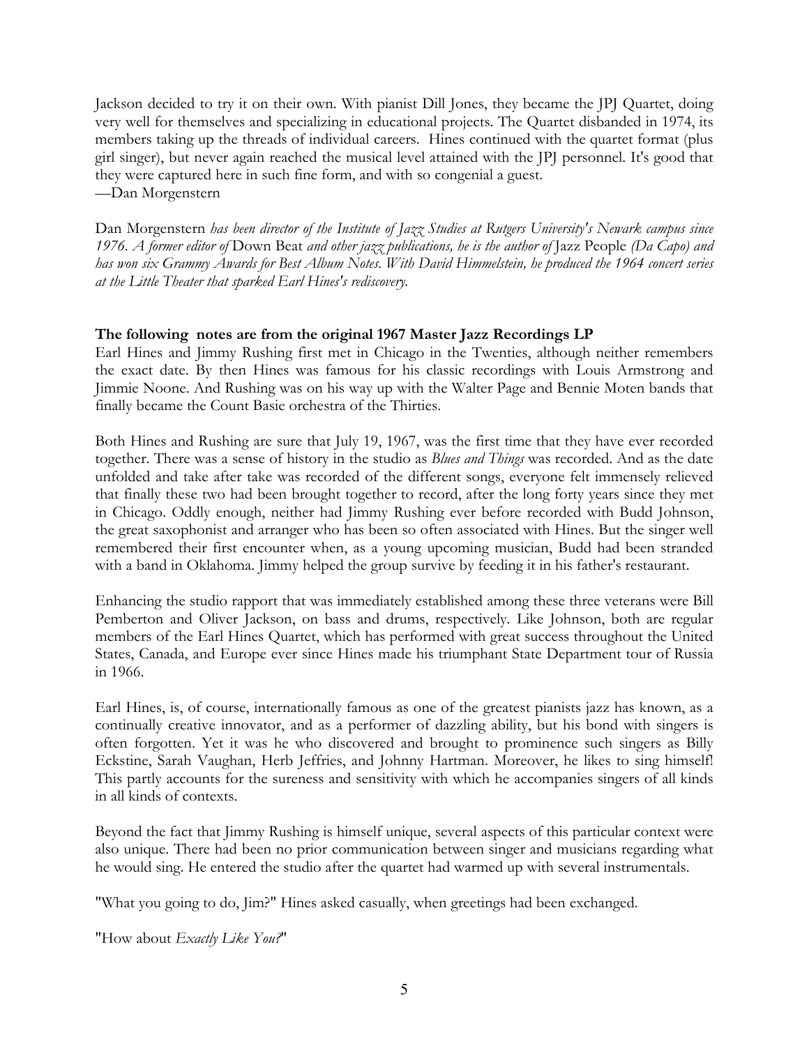Jackson decided to try it on their own. With pianist Dill Jones, they became the JPJ Quartet, doing very well for themselves and specializing in educational projects. The Quartet disbanded in 1974, its members taking up the threads of individual careers. Hines continued with the quartet format (plus girl singer), but never again reached the musical level attained with the JPJ personnel. It's good that they were captured here in such fine form, and with so congenial a guest.
—Dan Morgenstern

Dan Morgenstern *has been director of the Institute of Jazz Studies at Rutgers University's Newark campus since 1976. A former editor of* Down Beat *and other jazz publications, he is the author of* Jazz People *(Da Capo) and has won six Grammy Awards for Best Album Notes. With David Himmelstein, he produced the 1964 concert series at the Little Theater that sparked Earl Hines's rediscovery.*

**The following notes are from the original 1967 Master Jazz Recordings LP**

Earl Hines and Jimmy Rushing first met in Chicago in the Twenties, although neither remembers the exact date. By then Hines was famous for his classic recordings with Louis Armstrong and Jimmie Noone. And Rushing was on his way up with the Walter Page and Bennie Moten bands that finally became the Count Basie orchestra of the Thirties.

Both Hines and Rushing are sure that July 19, 1967, was the first time that they have ever recorded together. There was a sense of history in the studio as *Blues and Things* was recorded. And as the date unfolded and take after take was recorded of the different songs, everyone felt immensely relieved that finally these two had been brought together to record, after the long forty years since they met in Chicago. Oddly enough, neither had Jimmy Rushing ever before recorded with Budd Johnson, the great saxophonist and arranger who has been so often associated with Hines. But the singer well remembered their first encounter when, as a young upcoming musician, Budd had been stranded with a band in Oklahoma. Jimmy helped the group survive by feeding it in his father's restaurant.

Enhancing the studio rapport that was immediately established among these three veterans were Bill Pemberton and Oliver Jackson, on bass and drums, respectively. Like Johnson, both are regular members of the Earl Hines Quartet, which has performed with great success throughout the United States, Canada, and Europe ever since Hines made his triumphant State Department tour of Russia in 1966.

Earl Hines, is, of course, internationally famous as one of the greatest pianists jazz has known, as a continually creative innovator, and as a performer of dazzling ability, but his bond with singers is often forgotten. Yet it was he who discovered and brought to prominence such singers as Billy Eckstine, Sarah Vaughan, Herb Jeffries, and Johnny Hartman. Moreover, he likes to sing himself! This partly accounts for the sureness and sensitivity with which he accompanies singers of all kinds in all kinds of contexts.

Beyond the fact that Jimmy Rushing is himself unique, several aspects of this particular context were also unique. There had been no prior communication between singer and musicians regarding what he would sing. He entered the studio after the quartet had warmed up with several instrumentals.

"What you going to do, Jim?" Hines asked casually, when greetings had been exchanged.

"How about *Exactly Like You?*"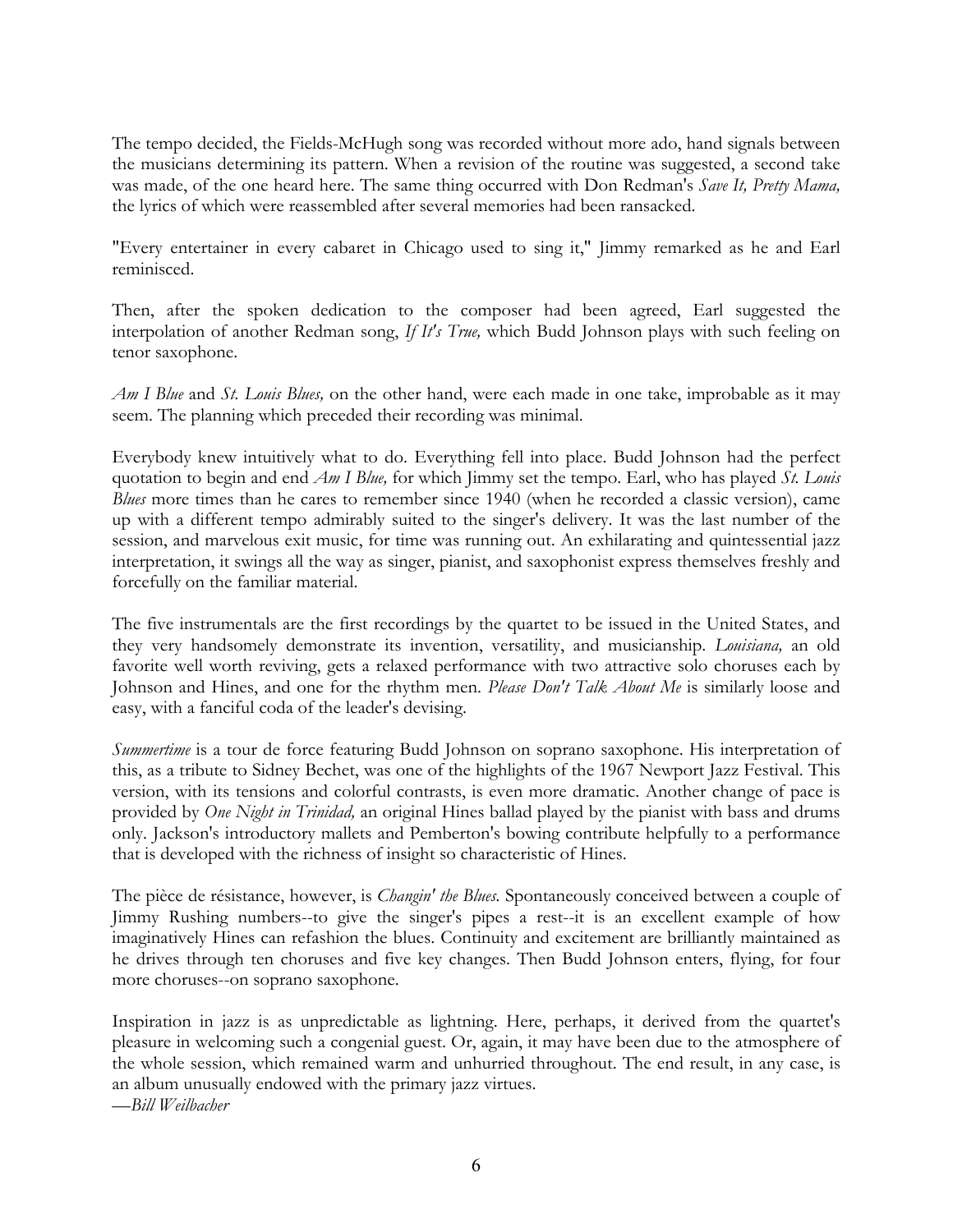The tempo decided, the Fields-McHugh song was recorded without more ado, hand signals between the musicians determining its pattern. When a revision of the routine was suggested, a second take was made, of the one heard here. The same thing occurred with Don Redman's *Save It, Pretty Mama,* the lyrics of which were reassembled after several memories had been ransacked.

"Every entertainer in every cabaret in Chicago used to sing it," Jimmy remarked as he and Earl reminisced.

Then, after the spoken dedication to the composer had been agreed, Earl suggested the interpolation of another Redman song, *If It's True,* which Budd Johnson plays with such feeling on tenor saxophone.

*Am I Blue* and *St. Louis Blues,* on the other hand, were each made in one take, improbable as it may seem. The planning which preceded their recording was minimal.

Everybody knew intuitively what to do. Everything fell into place. Budd Johnson had the perfect quotation to begin and end *Am I Blue,* for which Jimmy set the tempo. Earl, who has played *St. Louis Blues* more times than he cares to remember since 1940 (when he recorded a classic version), came up with a different tempo admirably suited to the singer's delivery. It was the last number of the session, and marvelous exit music, for time was running out. An exhilarating and quintessential jazz interpretation, it swings all the way as singer, pianist, and saxophonist express themselves freshly and forcefully on the familiar material.

The five instrumentals are the first recordings by the quartet to be issued in the United States, and they very handsomely demonstrate its invention, versatility, and musicianship. *Louisiana,* an old favorite well worth reviving, gets a relaxed performance with two attractive solo choruses each by Johnson and Hines, and one for the rhythm men. *Please Don't Talk About Me* is similarly loose and easy, with a fanciful coda of the leader's devising.

*Summertime* is a tour de force featuring Budd Johnson on soprano saxophone. His interpretation of this, as a tribute to Sidney Bechet, was one of the highlights of the 1967 Newport Jazz Festival. This version, with its tensions and colorful contrasts, is even more dramatic. Another change of pace is provided by *One Night in Trinidad,* an original Hines ballad played by the pianist with bass and drums only. Jackson's introductory mallets and Pemberton's bowing contribute helpfully to a performance that is developed with the richness of insight so characteristic of Hines.

The pièce de résistance, however, is *Changin' the Blues.* Spontaneously conceived between a couple of Jimmy Rushing numbers--to give the singer's pipes a rest--it is an excellent example of how imaginatively Hines can refashion the blues. Continuity and excitement are brilliantly maintained as he drives through ten choruses and five key changes. Then Budd Johnson enters, flying, for four more choruses--on soprano saxophone.

Inspiration in jazz is as unpredictable as lightning. Here, perhaps, it derived from the quartet's pleasure in welcoming such a congenial guest. Or, again, it may have been due to the atmosphere of the whole session, which remained warm and unhurried throughout. The end result, in any case, is an album unusually endowed with the primary jazz virtues.

—*Bill Weilbacher*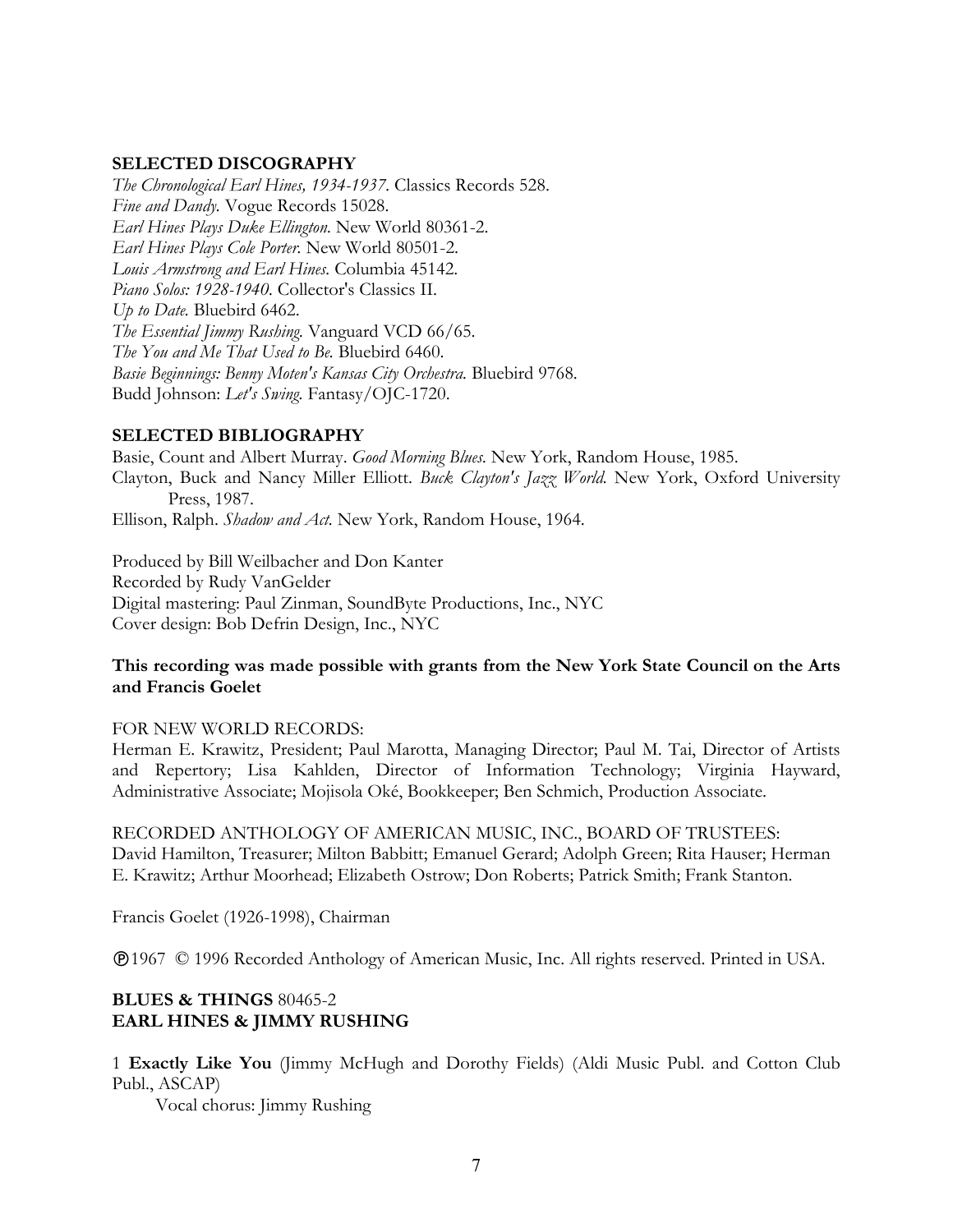## SELECTED DISCOGRAPHY

*The Chronological Earl Hines, 1934-1937.* Classics Records 528.
*Fine and Dandy.* Vogue Records 15028.
*Earl Hines Plays Duke Ellington.* New World 80361-2.
*Earl Hines Plays Cole Porter.* New World 80501-2.
*Louis Armstrong and Earl Hines.* Columbia 45142.
*Piano Solos: 1928-1940.* Collector's Classics II.
*Up to Date.* Bluebird 6462.
*The Essential Jimmy Rushing.* Vanguard VCD 66/65.
*The You and Me That Used to Be.* Bluebird 6460.
*Basie Beginnings: Benny Moten's Kansas City Orchestra.* Bluebird 9768.
Budd Johnson: *Let's Swing.* Fantasy/OJC-1720.

## SELECTED BIBLIOGRAPHY

Basie, Count and Albert Murray. *Good Morning Blues.* New York, Random House, 1985.
Clayton, Buck and Nancy Miller Elliott. *Buck Clayton's Jazz World.* New York, Oxford University Press, 1987.
Ellison, Ralph. *Shadow and Act.* New York, Random House, 1964.

Produced by Bill Weilbacher and Don Kanter
Recorded by Rudy VanGelder
Digital mastering: Paul Zinman, SoundByte Productions, Inc., NYC
Cover design: Bob Defrin Design, Inc., NYC

**This recording was made possible with grants from the New York State Council on the Arts and Francis Goelet**

FOR NEW WORLD RECORDS:
Herman E. Krawitz, President; Paul Marotta, Managing Director; Paul M. Tai, Director of Artists and Repertory; Lisa Kahlden, Director of Information Technology; Virginia Hayward, Administrative Associate; Mojisola Oké, Bookkeeper; Ben Schmich, Production Associate.

RECORDED ANTHOLOGY OF AMERICAN MUSIC, INC., BOARD OF TRUSTEES:
David Hamilton, Treasurer; Milton Babbitt; Emanuel Gerard; Adolph Green; Rita Hauser; Herman E. Krawitz; Arthur Moorhead; Elizabeth Ostrow; Don Roberts; Patrick Smith; Frank Stanton.

Francis Goelet (1926-1998), Chairman

℗1967 © 1996 Recorded Anthology of American Music, Inc. All rights reserved. Printed in USA.

**BLUES & THINGS** 80465-2
**EARL HINES & JIMMY RUSHING**

1 **Exactly Like You** (Jimmy McHugh and Dorothy Fields) (Aldi Music Publ. and Cotton Club Publ., ASCAP)
Vocal chorus: Jimmy Rushing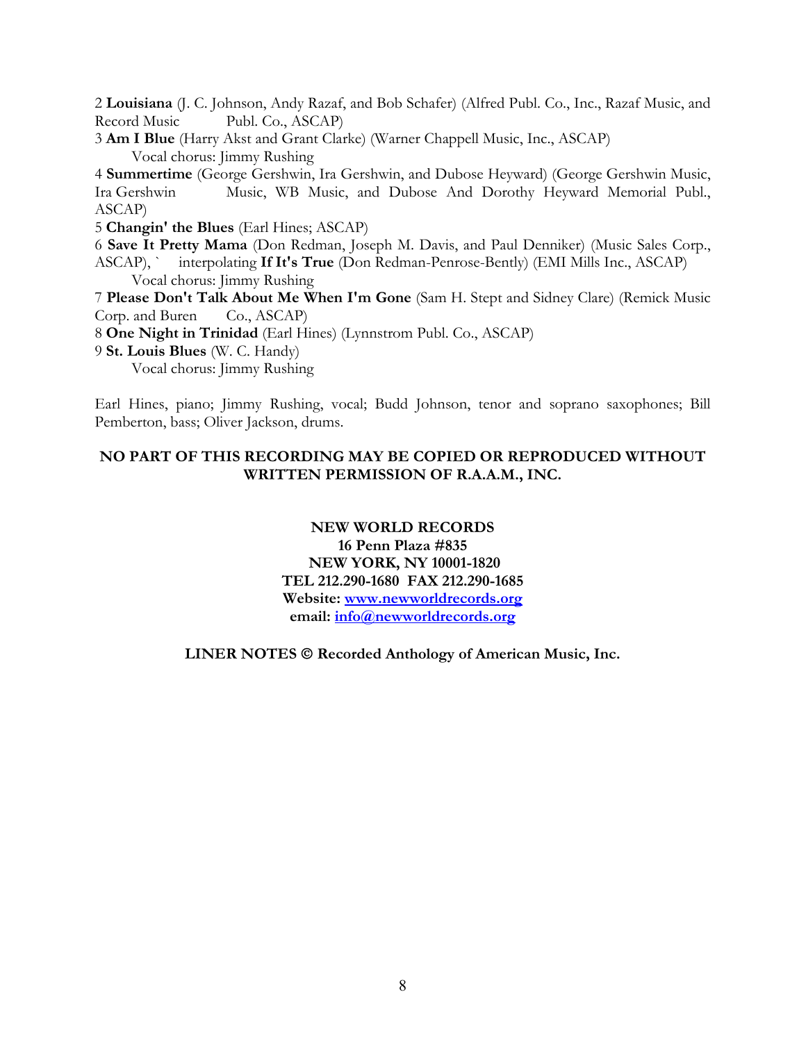2 **Louisiana** (J. C. Johnson, Andy Razaf, and Bob Schafer) (Alfred Publ. Co., Inc., Razaf Music, and Record Music Publ. Co., ASCAP)

3 **Am I Blue** (Harry Akst and Grant Clarke) (Warner Chappell Music, Inc., ASCAP)
Vocal chorus: Jimmy Rushing

4 **Summertime** (George Gershwin, Ira Gershwin, and Dubose Heyward) (George Gershwin Music, Ira Gershwin Music, WB Music, and Dubose And Dorothy Heyward Memorial Publ., ASCAP)

5 **Changin' the Blues** (Earl Hines; ASCAP)

6 **Save It Pretty Mama** (Don Redman, Joseph M. Davis, and Paul Denniker) (Music Sales Corp., ASCAP), ` interpolating **If It's True** (Don Redman-Penrose-Bently) (EMI Mills Inc., ASCAP)
Vocal chorus: Jimmy Rushing

7 **Please Don't Talk About Me When I'm Gone** (Sam H. Stept and Sidney Clare) (Remick Music Corp. and Buren Co., ASCAP)

8 **One Night in Trinidad** (Earl Hines) (Lynnstrom Publ. Co., ASCAP)

9 **St. Louis Blues** (W. C. Handy)
Vocal chorus: Jimmy Rushing

Earl Hines, piano; Jimmy Rushing, vocal; Budd Johnson, tenor and soprano saxophones; Bill Pemberton, bass; Oliver Jackson, drums.

**NO PART OF THIS RECORDING MAY BE COPIED OR REPRODUCED WITHOUT WRITTEN PERMISSION OF R.A.A.M., INC.**

**NEW WORLD RECORDS**
**16 Penn Plaza #835**
**NEW YORK, NY 10001-1820**
**TEL 212.290-1680 FAX 212.290-1685**
**Website: www.newworldrecords.org**
**email: info@newworldrecords.org**

**LINER NOTES © Recorded Anthology of American Music, Inc.**